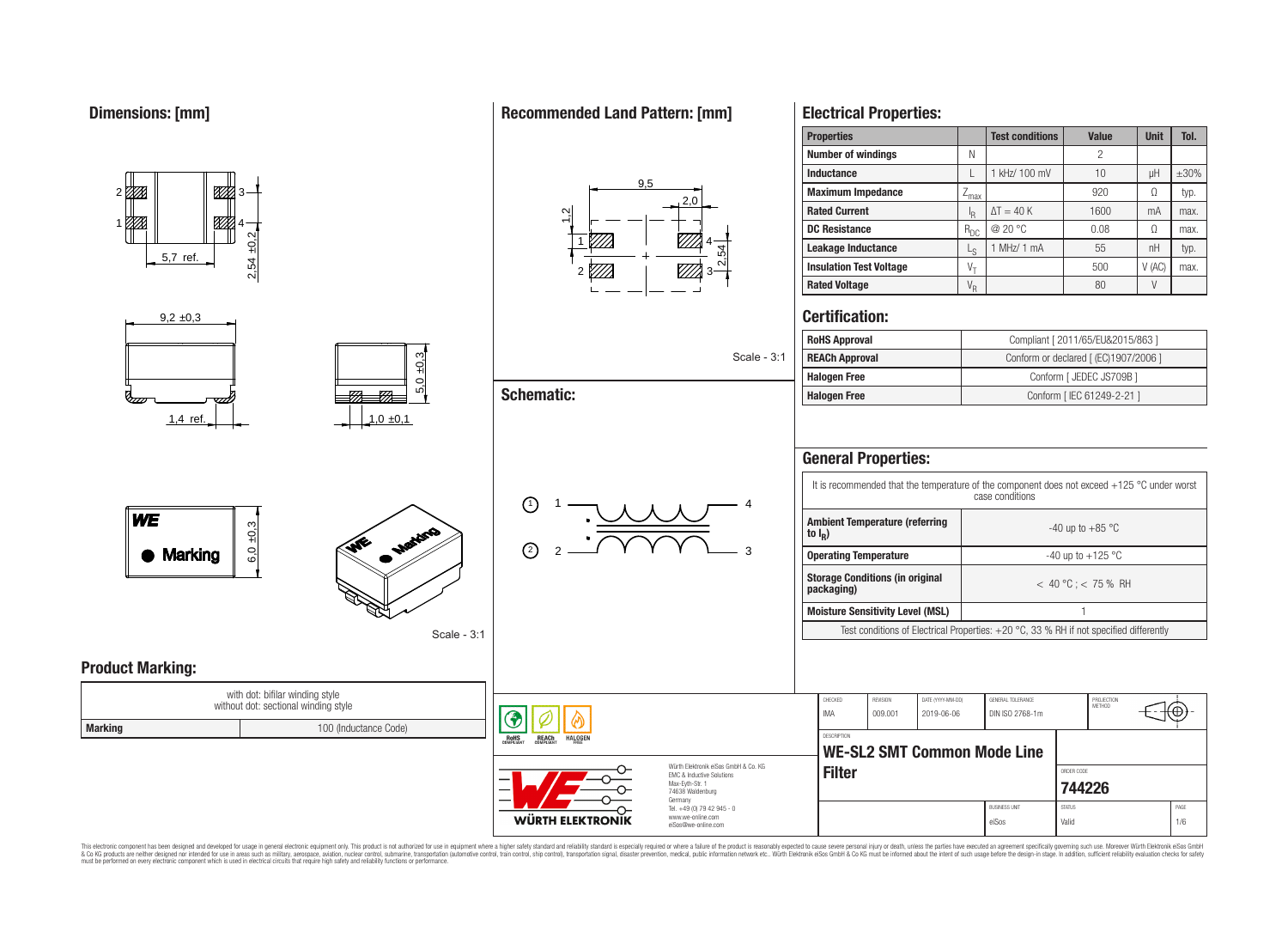## Dimensions: [mm]

5,7 ref.

2,54 ±0,2

9,2 ±0,3

1,4 ref.

5,0 ±0,3

1,0 ±0,1

6,0 ±0,3

WE

● Marking

Scale - 3:1

## Recommended Land Pattern: [mm]

9,5

2,0

1,2

2,54

Scale - 3:1

## Schematic:

## Electrical Properties:

| Properties | | Test conditions | Value | Unit | Tol. |
|---|---|---|---|---|---|
| Number of windings | N | | 2 | | |
| Inductance | L | 1 kHz/ 100 mV | 10 | µH | ±30% |
| Maximum Impedance | $Z_{max}$ | | 920 | Ω | typ. |
| Rated Current | $I_R$ | ΔT = 40 K | 1600 | mA | max. |
| DC Resistance | $R_{DC}$ | @ 20 °C | 0.08 | Ω | max. |
| Leakage Inductance | $L_S$ | 1 MHz/ 1 mA | 55 | nH | typ. |
| Insulation Test Voltage | $V_T$ | | 500 | V (AC) | max. |
| Rated Voltage | $V_R$ | | 80 | V | |

## Certification:

| | |
|---|---|
| RoHS Approval | Compliant [ 2011/65/EU&2015/863 ] |
| REACh Approval | Conform or declared [ (EC)1907/2006 ] |
| Halogen Free | Conform [ JEDEC JS709B ] |
| Halogen Free | Conform [ IEC 61249-2-21 ] |

## General Properties:

It is recommended that the temperature of the component does not exceed +125 °C under worst case conditions

| | |
|---|---|
| Ambient Temperature (referring to $I_R$) | -40 up to +85 °C |
| Operating Temperature | -40 up to +125 °C |
| Storage Conditions (in original packaging) | < 40 °C ; < 75 % RH |
| Moisture Sensitivity Level (MSL) | 1 |

Test conditions of Electrical Properties: +20 °C, 33 % RH if not specified differently

## Product Marking:

with dot: bifilar winding style
without dot: sectional winding style

| Marking | 100 (Inductance Code) |
|---|---|

RoHS COMPLIANT | REACh COMPLIANT | HALOGEN FREE

Würth Elektronik eiSos GmbH & Co. KG
EMC & Inductive Solutions
Max-Eyth-Str. 1
74638 Waldenburg
Germany
Tel. +49 (0) 79 42 945 - 0
www.we-online.com
eiSos@we-online.com

WÜRTH ELEKTRONIK

| CHECKED | REVISION | DATE (YYYY-MM-DD) | GENERAL TOLERANCE | PROJECTION METHOD |
|---|---|---|---|---|
| IMA | 009.001 | 2019-06-06 | DIN ISO 2768-1m | |

DESCRIPTION

**WE-SL2 SMT Common Mode Line Filter**

ORDER CODE **744226**

BUSINESS UNIT eiSos | STATUS Valid | PAGE 1/6

This electronic component has been designed and developed for usage in general electronic equipment only. This product is not authorized for use in equipment where a higher safety standard and reliability standard is especially required or where a failure of the product is reasonably expected to cause severe personal injury or death, unless the parties have executed an agreement specifically governing such use. Moreover Würth Elektronik eiSos GmbH & Co KG products are neither designed nor intended for use in areas such as military, aerospace, aviation, nuclear control, submarine, transportation (automotive control, train control, ship control), transportation signal, disaster prevention, medical, public information network etc.. Würth Elektronik eiSos GmbH & Co KG must be informed about the intent of such usage before the design-in stage. In addition, sufficient reliability evaluation checks for safety must be performed on every electronic component which is used in electrical circuits that require high safety and reliability functions or performance.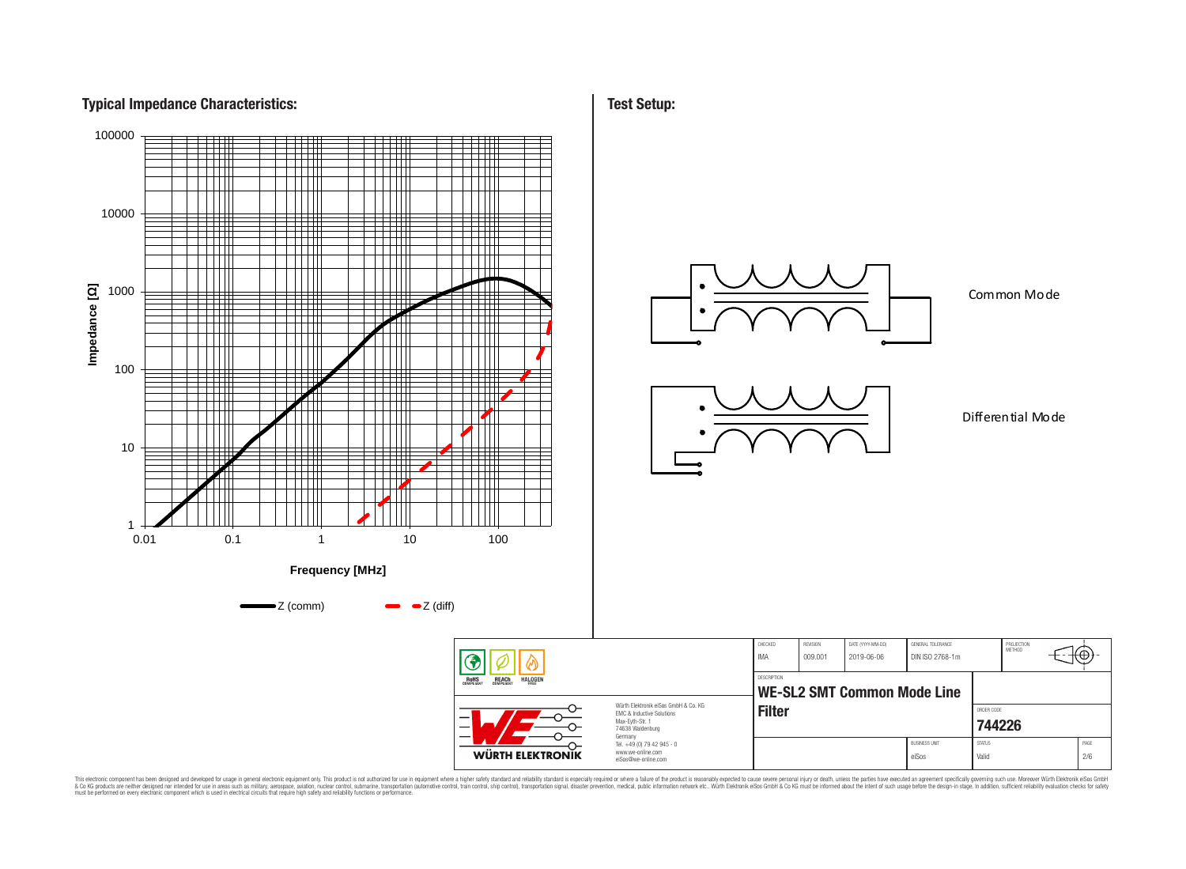## Typical Impedance Characteristics:

Impedance [Ω]

100000

10000

1000

100

10

1

0.01 0.1 1 10 100

Frequency [MHz]

Z (comm) Z (diff)

## Test Setup:

Common Mode

Differential Mode

| CHECKED | REVISION | DATE (YYYY-MM-DD) | GENERAL TOLERANCE | PROJECTION METHOD |
|---|---|---|---|---|
| IMA | 009.001 | 2019-06-06 | DIN ISO 2768-1m | |

DESCRIPTION

**WE-SL2 SMT Common Mode Line Filter**

ORDER CODE

**744226**

| BUSINESS UNIT | STATUS | PAGE |
|---|---|---|
| eiSos | Valid | 2/6 |

RoHS COMPLIANT REACh COMPLIANT HALOGEN FREE

Würth Elektronik eiSos GmbH & Co. KG
EMC & Inductive Solutions
Max-Eyth-Str. 1
74638 Waldenburg
Germany
Tel. +49 (0) 79 42 945 - 0
www.we-online.com
eiSos@we-online.com

WÜRTH ELEKTRONIK

This electronic component has been designed and developed for usage in general electronic equipment only. This product is not authorized for use in equipment where a higher safety standard and reliability standard is especially required or where a failure of the product is reasonably expected to cause severe personal injury or death, unless the parties have executed an agreement specifically governing such use. Moreover Würth Elektronik eiSos GmbH & Co KG products are neither designed nor intended for use in areas such as military, aerospace, aviation, nuclear control, submarine, transportation (automotive control, train control, ship control), transportation signal, disaster prevention, medical, public information network etc.. Würth Elektronik eiSos GmbH & Co KG must be informed about the intent of such usage before the design-in stage. In addition, sufficient reliability evaluation checks for safety must be performed on every electronic component which is used in electrical circuits that require high safety and reliability functions or performance.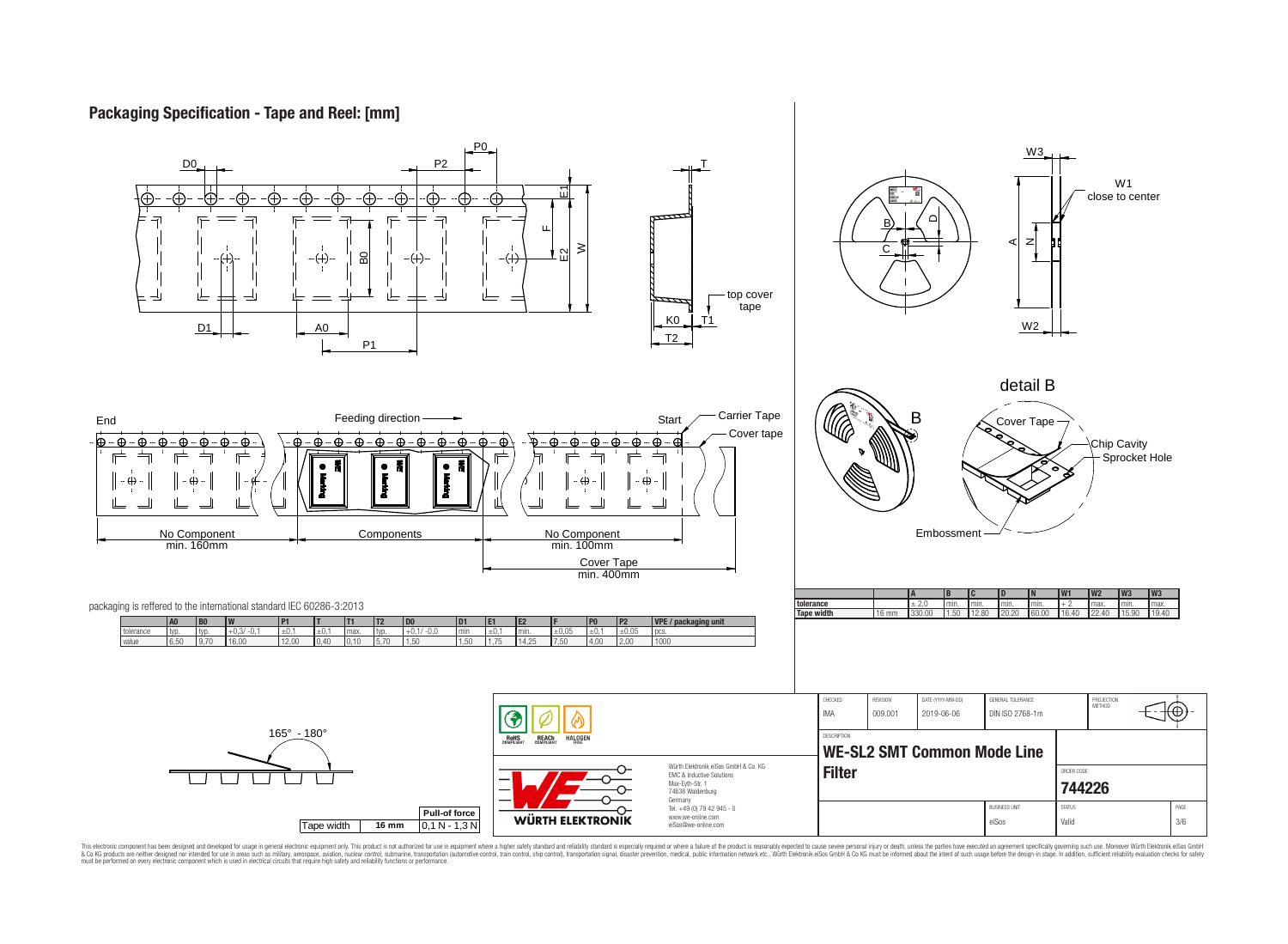# Packaging Specification - Tape and Reel: [mm]

packaging is reffered to the international standard IEC 60286-3:2013

| | A0 | B0 | W | P1 | T | T1 | T2 | D0 | D1 | E1 | E2 | F | P0 | P2 | VPE / packaging unit |
|---|---|---|---|---|---|---|---|---|---|---|---|---|---|---|---|
| tolerance | typ. | typ. | +0,3/ -0,1 | ±0,1 | ±0,1 | max. | typ. | +0,1/ -0,0 | min | ±0,1 | min. | ±0,05 | ±0,1 | ±0,05 | pcs. |
| value | 6,50 | 9,70 | 16,00 | 12,00 | 0,40 | 0,10 | 5,70 | 1,50 | 1,50 | 1,75 | 14,25 | 7,50 | 4,00 | 2,00 | 1000 |

| | | A | B | C | D | N | W1 | W2 | W3 | W3 |
|---|---|---|---|---|---|---|---|---|---|---|
| tolerance | | ± 2,0 | min. | min. | min. | min. | + 2 | max. | min. | max. |
| Tape width | 16 mm | 330.00 | 1.50 | 12.80 | 20.20 | 60.00 | 16.40 | 22.40 | 15.90 | 19.40 |

No Component min. 160mm — Components — No Component min. 100mm — Cover Tape min. 400mm

165° - 180°

| Tape width | 16 mm | Pull-of force |
|---|---|---|
| | | 0,1 N - 1,3 N |

| CHECKED | REVISION | DATE (YYYY-MM-DD) | GENERAL TOLERANCE | PROJECTION METHOD |
|---|---|---|---|---|
| IMA | 009.001 | 2019-06-06 | DIN ISO 2768-1m | |

DESCRIPTION: **WE-SL2 SMT Common Mode Line Filter**

ORDER CODE: **744226**

BUSINESS UNIT: eiSos — STATUS: Valid — PAGE: 3/6

Würth Elektronik eiSos GmbH & Co. KG
EMC & Inductive Solutions
Max-Eyth-Str. 1
74638 Waldenburg
Germany
Tel. +49 (0) 79 42 945 - 0
www.we-online.com
eiSos@we-online.com

This electronic component has been designed and developed for usage in general electronic equipment only. This product is not authorized for use in equipment where a higher safety standard and reliability standard is especially required or where a failure of the product is reasonably expected to cause severe personal injury or death, unless the parties have executed an agreement specifically governing such use. Moreover Würth Elektronik eiSos GmbH & Co KG products are neither designed nor intended for use in areas such as military, aerospace, aviation, nuclear control, submarine, transportation (automotive control, train control, ship control), transportation signal, disaster prevention, medical, public information network etc.. Würth Elektronik eiSos GmbH & Co KG must be informed about the intent of such usage before the design-in stage. In addition, sufficient reliability evaluation checks for safety must be performed on every electronic component which is used in electrical circuits that require high safety and reliability functions or performance.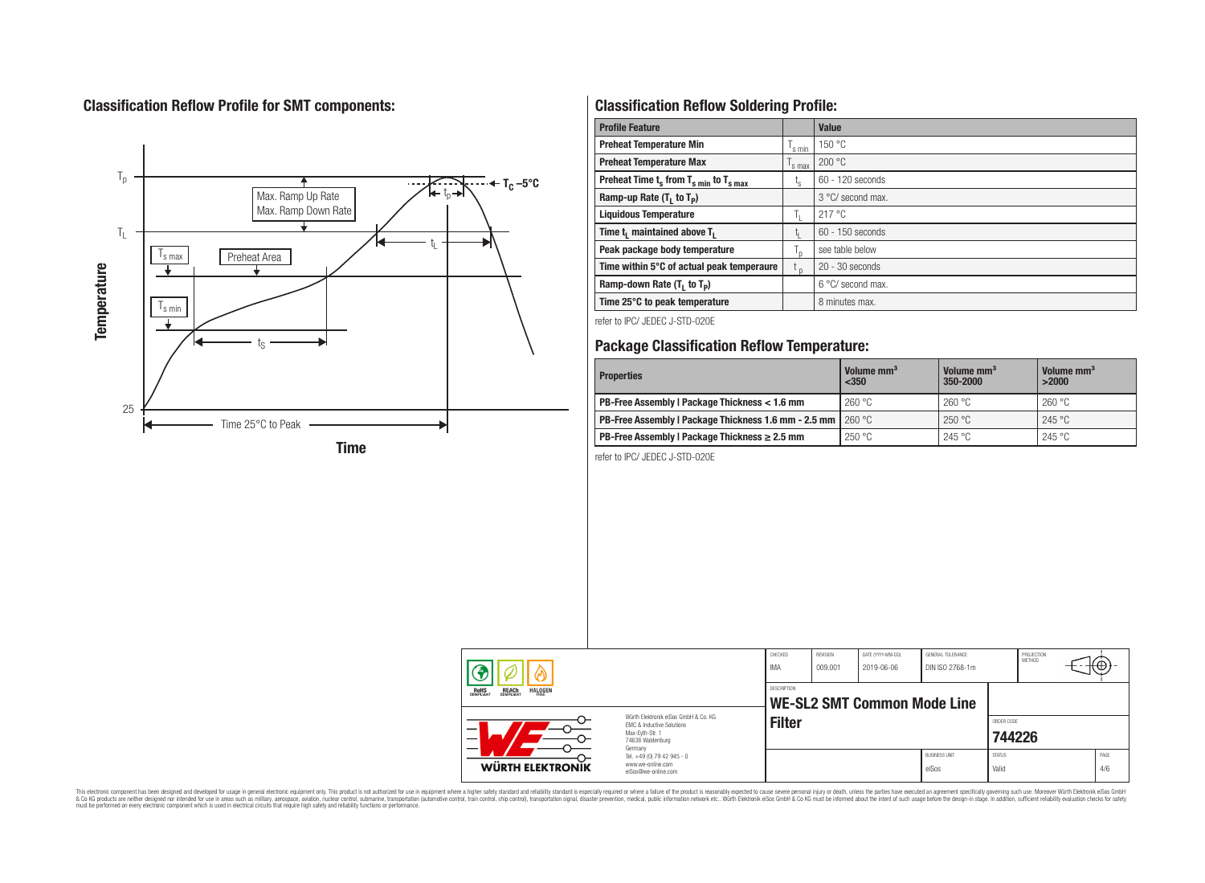## Classification Reflow Profile for SMT components:

## Classification Reflow Soldering Profile:

| Profile Feature | | Value |
|---|---|---|
| Preheat Temperature Min | $T_{s\,min}$ | 150 °C |
| Preheat Temperature Max | $T_{s\,max}$ | 200 °C |
| Preheat Time $t_s$ from $T_{s\,min}$ to $T_{s\,max}$ | $t_s$ | 60 - 120 seconds |
| Ramp-up Rate ($T_L$ to $T_P$) | | 3 °C/ second max. |
| Liquidous Temperature | $T_L$ | 217 °C |
| Time $t_L$ maintained above $T_L$ | $t_L$ | 60 - 150 seconds |
| Peak package body temperature | $T_p$ | see table below |
| Time within 5°C of actual peak temperaure | $t_p$ | 20 - 30 seconds |
| Ramp-down Rate ($T_L$ to $T_P$) | | 6 °C/ second max. |
| Time 25°C to peak temperature | | 8 minutes max. |

refer to IPC/ JEDEC J-STD-020E

## Package Classification Reflow Temperature:

| Properties | Volume mm³ <350 | Volume mm³ 350-2000 | Volume mm³ >2000 |
|---|---|---|---|
| PB-Free Assembly \| Package Thickness < 1.6 mm | 260 °C | 260 °C | 260 °C |
| PB-Free Assembly \| Package Thickness 1.6 mm - 2.5 mm | 260 °C | 250 °C | 245 °C |
| PB-Free Assembly \| Package Thickness ≥ 2.5 mm | 250 °C | 245 °C | 245 °C |

refer to IPC/ JEDEC J-STD-020E

| CHECKED | REVISION | DATE (YYYY-MM-DD) | GENERAL TOLERANCE | PROJECTION METHOD |
|---|---|---|---|---|
| IMA | 009.001 | 2019-06-06 | DIN ISO 2768-1m | |

DESCRIPTION: **WE-SL2 SMT Common Mode Line Filter**

ORDER CODE: **744226**

BUSINESS UNIT: eiSos | STATUS: Valid | PAGE: 4/6

Würth Elektronik eiSos GmbH & Co. KG
EMC & Inductive Solutions
Max-Eyth-Str. 1
74638 Waldenburg
Germany
Tel. +49 (0) 79 42 945 - 0
www.we-online.com
eiSos@we-online.com

This electronic component has been designed and developed for usage in general electronic equipment only. This product is not authorized for use in equipment where a higher safety standard and reliability standard is especially required or where a failure of the product is reasonably expected to cause severe personal injury or death, unless the parties have executed an agreement specifically governing such use. Moreover Würth Elektronik eiSos GmbH & Co KG products are neither designed nor intended for use in areas such as military, aerospace, aviation, nuclear control, submarine, transportation (automotive control, train control, ship control), transportation signal, disaster prevention, medical, public information network etc.. Würth Elektronik eiSos GmbH & Co KG must be informed about the intent of such usage before the design-in stage. In addition, sufficient reliability evaluation checks for safety must be performed on every electronic component which is used in electrical circuits that require high safety and reliability functions or performance.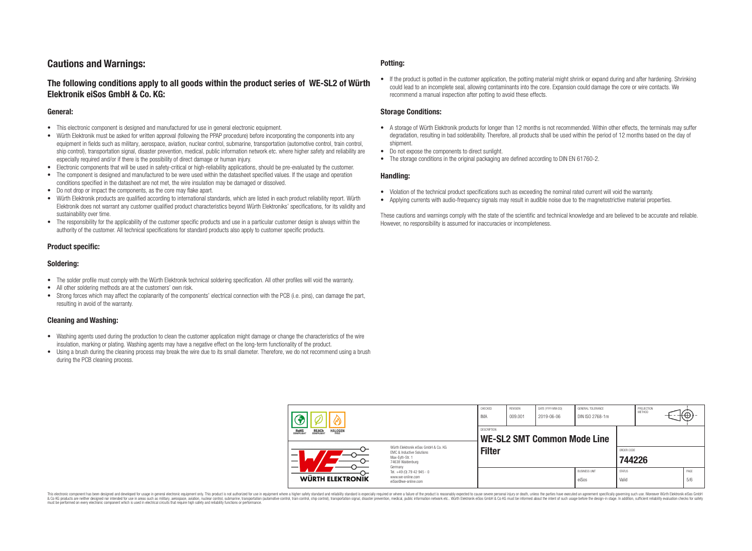# Cautions and Warnings:

## The following conditions apply to all goods within the product series of WE-SL2 of Würth Elektronik eiSos GmbH & Co. KG:

### General:

- This electronic component is designed and manufactured for use in general electronic equipment.
- Würth Elektronik must be asked for written approval (following the PPAP procedure) before incorporating the components into any equipment in fields such as military, aerospace, aviation, nuclear control, submarine, transportation (automotive control, train control, ship control), transportation signal, disaster prevention, medical, public information network etc. where higher safety and reliability are especially required and/or if there is the possibility of direct damage or human injury.
- Electronic components that will be used in safety-critical or high-reliability applications, should be pre-evaluated by the customer.
- The component is designed and manufactured to be were used within the datasheet specified values. If the usage and operation conditions specified in the datasheet are not met, the wire insulation may be damaged or dissolved.
- Do not drop or impact the components, as the core may flake apart.
- Würth Elektronik products are qualified according to international standards, which are listed in each product reliability report. Würth Elektronik does not warrant any customer qualified product characteristics beyond Würth Elektroniks' specifications, for its validity and sustainability over time.
- The responsibility for the applicability of the customer specific products and use in a particular customer design is always within the authority of the customer. All technical specifications for standard products also apply to customer specific products.

### Product specific:

### Soldering:

- The solder profile must comply with the Würth Elektronik technical soldering specification. All other profiles will void the warranty.
- All other soldering methods are at the customers' own risk.
- Strong forces which may affect the coplanarity of the components' electrical connection with the PCB (i.e. pins), can damage the part, resulting in avoid of the warranty.

### Cleaning and Washing:

- Washing agents used during the production to clean the customer application might damage or change the characteristics of the wire insulation, marking or plating. Washing agents may have a negative effect on the long-term functionality of the product.
- Using a brush during the cleaning process may break the wire due to its small diameter. Therefore, we do not recommend using a brush during the PCB cleaning process.

### Potting:

- If the product is potted in the customer application, the potting material might shrink or expand during and after hardening. Shrinking could lead to an incomplete seal, allowing contaminants into the core. Expansion could damage the core or wire contacts. We recommend a manual inspection after potting to avoid these effects.

### Storage Conditions:

- A storage of Würth Elektronik products for longer than 12 months is not recommended. Within other effects, the terminals may suffer degradation, resulting in bad solderability. Therefore, all products shall be used within the period of 12 months based on the day of shipment.
- Do not expose the components to direct sunlight.
- The storage conditions in the original packaging are defined according to DIN EN 61760-2.

### Handling:

- Violation of the technical product specifications such as exceeding the nominal rated current will void the warranty.
- Applying currents with audio-frequency signals may result in audible noise due to the magnetostrictive material properties.

These cautions and warnings comply with the state of the scientific and technical knowledge and are believed to be accurate and reliable. However, no responsibility is assumed for inaccuracies or incompleteness.

| CHECKED | REVISION | DATE (YYYY-MM-DD) | GENERAL TOLERANCE | PROJECTION METHOD |
|---|---|---|---|---|
| IMA | 009.001 | 2019-06-06 | DIN ISO 2768-1m | |

DESCRIPTION: **WE-SL2 SMT Common Mode Line Filter**

ORDER CODE: **744226**

| BUSINESS UNIT | STATUS | PAGE |
|---|---|---|
| eiSos | Valid | 5/6 |

Würth Elektronik eiSos GmbH & Co. KG
EMC & Inductive Solutions
Max-Eyth-Str. 1
74638 Waldenburg
Germany
Tel. +49 (0) 79 42 945 - 0
www.we-online.com
eiSos@we-online.com

This electronic component has been designed and developed for usage in general electronic equipment only. This product is not authorized for use in equipment where a higher safety standard and reliability standard is especially required or where a failure of the product is reasonably expected to cause severe personal injury or death, unless the parties have executed an agreement specifically governing such use. Moreover Würth Elektronik eiSos GmbH & Co KG products are neither designed nor intended for use in areas such as military, aerospace, aviation, nuclear control, submarine, transportation (automotive control, train control, ship control), transportation signal, disaster prevention, medical, public information network etc.. Würth Elektronik eiSos GmbH & Co KG must be informed about the intent of such usage before the design-in stage. In addition, sufficient reliability evaluation checks for safety must be performed on every electronic component which is used in electrical circuits that require high safety and reliability functions or performance.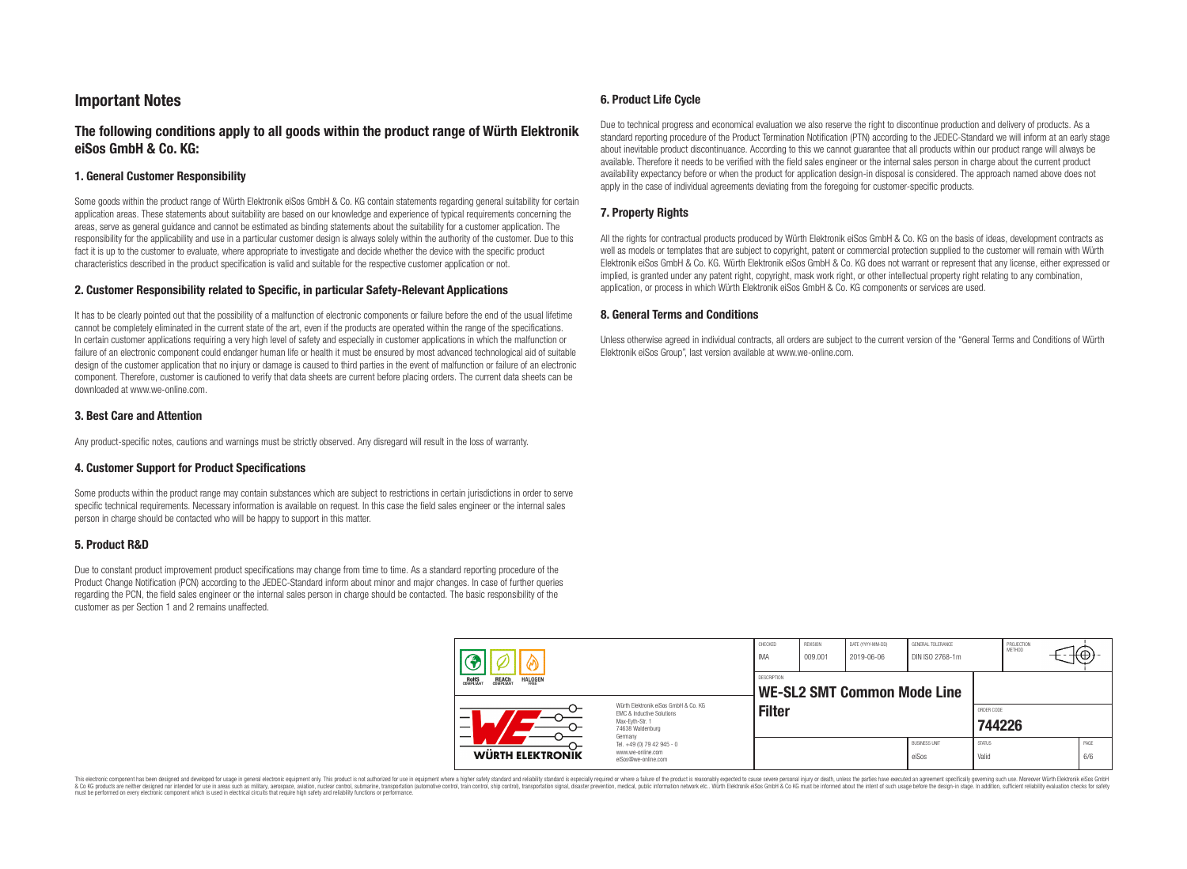# Important Notes

## The following conditions apply to all goods within the product range of Würth Elektronik eiSos GmbH & Co. KG:

### 1. General Customer Responsibility

Some goods within the product range of Würth Elektronik eiSos GmbH & Co. KG contain statements regarding general suitability for certain application areas. These statements about suitability are based on our knowledge and experience of typical requirements concerning the areas, serve as general guidance and cannot be estimated as binding statements about the suitability for a customer application. The responsibility for the applicability and use in a particular customer design is always solely within the authority of the customer. Due to this fact it is up to the customer to evaluate, where appropriate to investigate and decide whether the device with the specific product characteristics described in the product specification is valid and suitable for the respective customer application or not.

### 2. Customer Responsibility related to Specific, in particular Safety-Relevant Applications

It has to be clearly pointed out that the possibility of a malfunction of electronic components or failure before the end of the usual lifetime cannot be completely eliminated in the current state of the art, even if the products are operated within the range of the specifications. In certain customer applications requiring a very high level of safety and especially in customer applications in which the malfunction or failure of an electronic component could endanger human life or health it must be ensured by most advanced technological aid of suitable design of the customer application that no injury or damage is caused to third parties in the event of malfunction or failure of an electronic component. Therefore, customer is cautioned to verify that data sheets are current before placing orders. The current data sheets can be downloaded at www.we-online.com.

### 3. Best Care and Attention

Any product-specific notes, cautions and warnings must be strictly observed. Any disregard will result in the loss of warranty.

### 4. Customer Support for Product Specifications

Some products within the product range may contain substances which are subject to restrictions in certain jurisdictions in order to serve specific technical requirements. Necessary information is available on request. In this case the field sales engineer or the internal sales person in charge should be contacted who will be happy to support in this matter.

### 5. Product R&D

Due to constant product improvement product specifications may change from time to time. As a standard reporting procedure of the Product Change Notification (PCN) according to the JEDEC-Standard inform about minor and major changes. In case of further queries regarding the PCN, the field sales engineer or the internal sales person in charge should be contacted. The basic responsibility of the customer as per Section 1 and 2 remains unaffected.

### 6. Product Life Cycle

Due to technical progress and economical evaluation we also reserve the right to discontinue production and delivery of products. As a standard reporting procedure of the Product Termination Notification (PTN) according to the JEDEC-Standard we will inform at an early stage about inevitable product discontinuance. According to this we cannot guarantee that all products within our product range will always be available. Therefore it needs to be verified with the field sales engineer or the internal sales person in charge about the current product availability expectancy before or when the product for application design-in disposal is considered. The approach named above does not apply in the case of individual agreements deviating from the foregoing for customer-specific products.

### 7. Property Rights

All the rights for contractual products produced by Würth Elektronik eiSos GmbH & Co. KG on the basis of ideas, development contracts as well as models or templates that are subject to copyright, patent or commercial protection supplied to the customer will remain with Würth Elektronik eiSos GmbH & Co. KG. Würth Elektronik eiSos GmbH & Co. KG does not warrant or represent that any license, either expressed or implied, is granted under any patent right, copyright, mask work right, or other intellectual property right relating to any combination, application, or process in which Würth Elektronik eiSos GmbH & Co. KG components or services are used.

### 8. General Terms and Conditions

Unless otherwise agreed in individual contracts, all orders are subject to the current version of the "General Terms and Conditions of Würth Elektronik eiSos Group", last version available at www.we-online.com.

| | | | | | | |
|---|---|---|---|---|---|---|
| RoHS COMPLIANT / REACh COMPLIANT / HALOGEN FREE | CHECKED IMA | REVISION 009.001 | DATE (YYYY-MM-DD) 2019-06-06 | GENERAL TOLERANCE DIN ISO 2768-1m | PROJECTION METHOD | |
| WÜRTH ELEKTRONIK — Würth Elektronik eiSos GmbH & Co. KG, EMC & Inductive Solutions, Max-Eyth-Str. 1, 74638 Waldenburg, Germany, Tel. +49 (0) 79 42 945 - 0, www.we-online.com, eiSos@we-online.com | DESCRIPTION **WE-SL2 SMT Common Mode Line Filter** | | | | ORDER CODE **744226** | |
| | | | | BUSINESS UNIT eiSos | STATUS Valid | PAGE 6/6 |

This electronic component has been designed and developed for usage in general electronic equipment only. This product is not authorized for use in equipment where a higher safety standard and reliability standard is especially required or where a failure of the product is reasonably expected to cause severe personal injury or death, unless the parties have executed an agreement specifically governing such use. Moreover Würth Elektronik eiSos GmbH & Co KG products are neither designed nor intended for use in areas such as military, aerospace, aviation, nuclear control, submarine, transportation (automotive control, train control, ship control), transportation signal, disaster prevention, medical, public information network etc.. Würth Elektronik eiSos GmbH & Co KG must be informed about the intent of such usage before the design-in stage. In addition, sufficient reliability evaluation checks for safety must be performed on every electronic component which is used in electrical circuits that require high safety and reliability functions or performance.